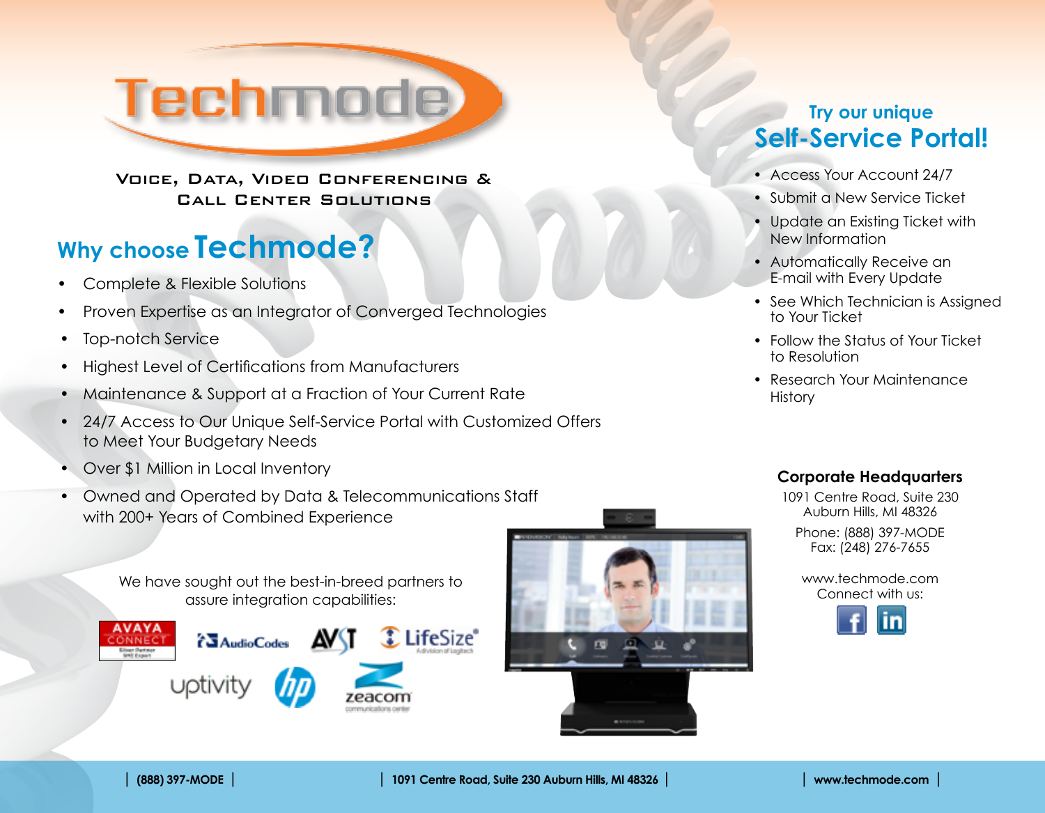# Techmode

VOICE, DATA, VIDEO CONFERENCING & CALL CENTER SOLUTIONS

## Why choose Techmode?

- Complete & Flexible Solutions
- Proven Expertise as an Integrator of Converged Technologies
- Top-notch Service
- Highest Level of Certifications from Manufacturers
- Maintenance & Support at a Fraction of Your Current Rate
- 24/7 Access to Our Unique Self-Service Portal with Customized Offers to Meet Your Budgetary Needs
- Over $1 Million in Local Inventory
- Owned and Operated by Data & Telecommunications Staff with 200+ Years of Combined Experience

We have sought out the best-in-breed partners to assure integration capabilities:

## Try our unique Self-Service Portal!

- Access Your Account 24/7
- Submit a New Service Ticket
- Update an Existing Ticket with New Information
- Automatically Receive an E-mail with Every Update
- See Which Technician is Assigned to Your Ticket
- Follow the Status of Your Ticket to Resolution
- Research Your Maintenance History

### Corporate Headquarters

1091 Centre Road, Suite 230
Auburn Hills, MI 48326

Phone: (888) 397-MODE
Fax: (248) 276-7655

www.techmode.com
Connect with us:

| (888) 397-MODE | 1091 Centre Road, Suite 230 Auburn Hills, MI 48326 | www.techmode.com |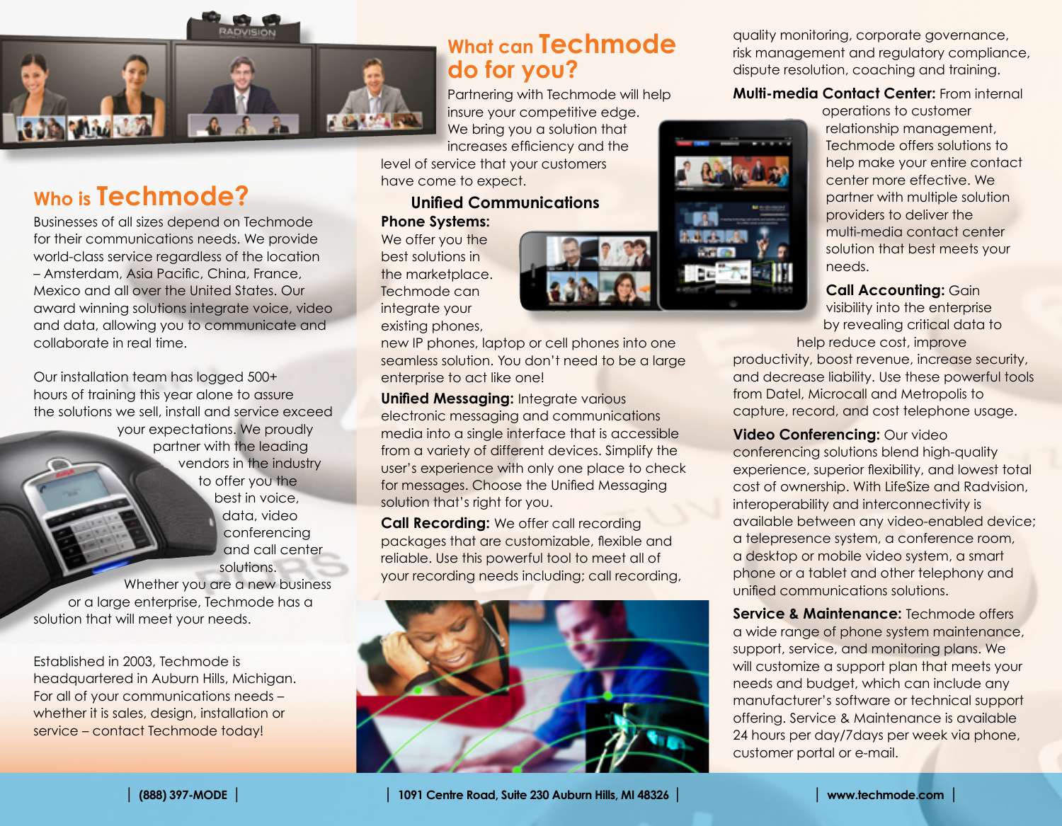## Who is Techmode?

Businesses of all sizes depend on Techmode for their communications needs. We provide world-class service regardless of the location – Amsterdam, Asia Pacific, China, France, Mexico and all over the United States. Our award winning solutions integrate voice, video and data, allowing you to communicate and collaborate in real time.

Our installation team has logged 500+ hours of training this year alone to assure the solutions we sell, install and service exceed your expectations. We proudly partner with the leading vendors in the industry to offer you the best in voice, data, video conferencing and call center solutions. Whether you are a new business or a large enterprise, Techmode has a solution that will meet your needs.

Established in 2003, Techmode is headquartered in Auburn Hills, Michigan. For all of your communications needs – whether it is sales, design, installation or service – contact Techmode today!

## What can Techmode do for you?

Partnering with Techmode will help insure your competitive edge. We bring you a solution that increases efficiency and the level of service that your customers have come to expect.

### Unified Communications

**Phone Systems:** We offer you the best solutions in the marketplace. Techmode can integrate your existing phones, new IP phones, laptop or cell phones into one seamless solution. You don't need to be a large enterprise to act like one!

**Unified Messaging:** Integrate various electronic messaging and communications media into a single interface that is accessible from a variety of different devices. Simplify the user's experience with only one place to check for messages. Choose the Unified Messaging solution that's right for you.

**Call Recording:** We offer call recording packages that are customizable, flexible and reliable. Use this powerful tool to meet all of your recording needs including; call recording, quality monitoring, corporate governance, risk management and regulatory compliance, dispute resolution, coaching and training.

**Multi-media Contact Center:** From internal operations to customer relationship management, Techmode offers solutions to help make your entire contact center more effective. We partner with multiple solution providers to deliver the multi-media contact center solution that best meets your needs.

**Call Accounting:** Gain visibility into the enterprise by revealing critical data to help reduce cost, improve productivity, boost revenue, increase security, and decrease liability. Use these powerful tools from Datel, Microcall and Metropolis to capture, record, and cost telephone usage.

**Video Conferencing:** Our video conferencing solutions blend high-quality experience, superior flexibility, and lowest total cost of ownership. With LifeSize and Radvision, interoperability and interconnectivity is available between any video-enabled device; a telepresence system, a conference room, a desktop or mobile video system, a smart phone or a tablet and other telephony and unified communications solutions.

**Service & Maintenance:** Techmode offers a wide range of phone system maintenance, support, service, and monitoring plans. We will customize a support plan that meets your needs and budget, which can include any manufacturer's software or technical support offering. Service & Maintenance is available 24 hours per day/7days per week via phone, customer portal or e-mail.

| (888) 397-MODE | 1091 Centre Road, Suite 230 Auburn Hills, MI 48326 | www.techmode.com |